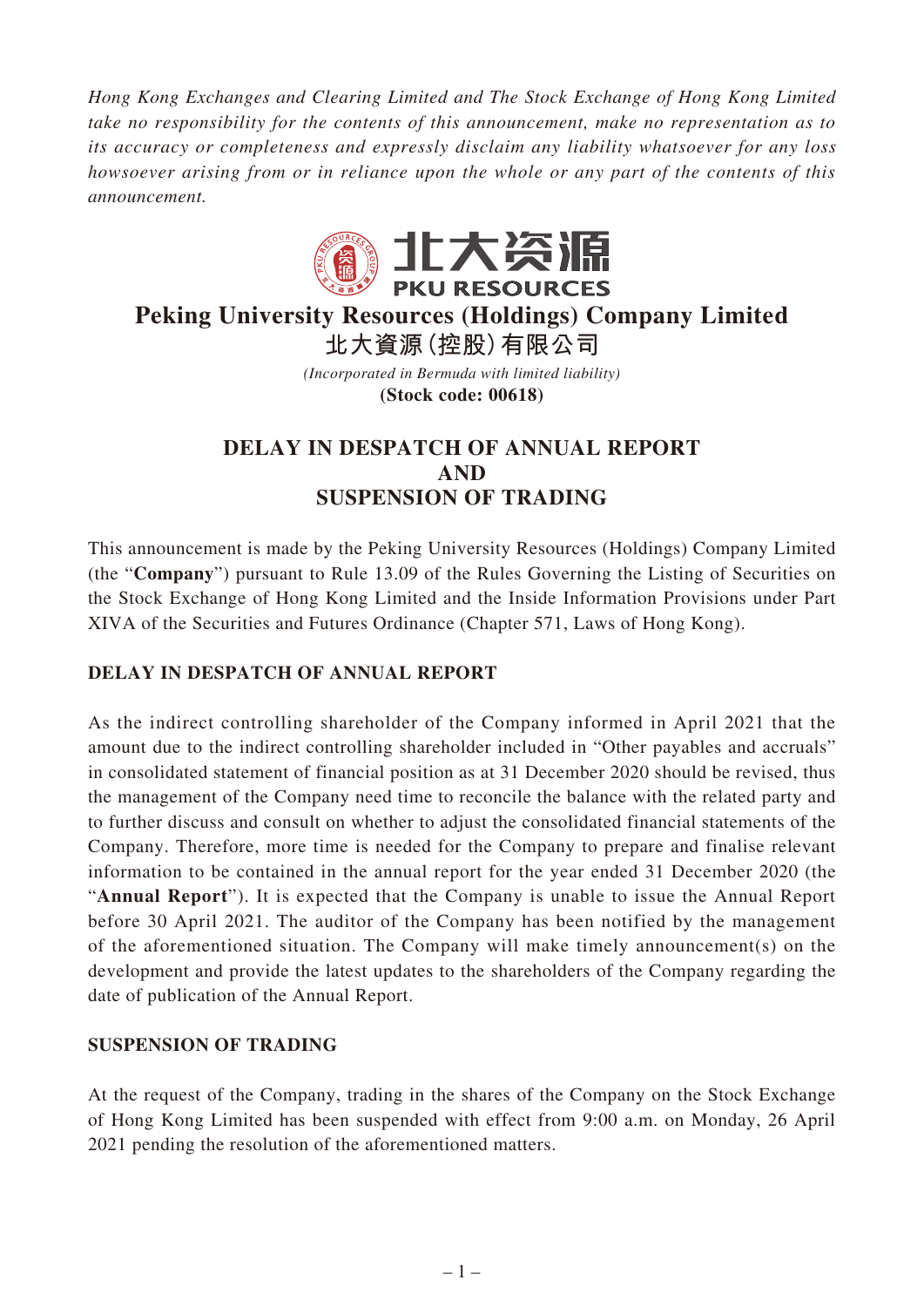*Hong Kong Exchanges and Clearing Limited and The Stock Exchange of Hong Kong Limited take no responsibility for the contents of this announcement, make no representation as to its accuracy or completeness and expressly disclaim any liability whatsoever for any loss howsoever arising from or in reliance upon the whole or any part of the contents of this announcement.*

北大资源
PKU RESOURCES

# Peking University Resources (Holdings) Company Limited
# 北大資源(控股)有限公司

*(Incorporated in Bermuda with limited liability)*

**(Stock code: 00618)**

## DELAY IN DESPATCH OF ANNUAL REPORT AND SUSPENSION OF TRADING

This announcement is made by the Peking University Resources (Holdings) Company Limited (the "**Company**") pursuant to Rule 13.09 of the Rules Governing the Listing of Securities on the Stock Exchange of Hong Kong Limited and the Inside Information Provisions under Part XIVA of the Securities and Futures Ordinance (Chapter 571, Laws of Hong Kong).

### DELAY IN DESPATCH OF ANNUAL REPORT

As the indirect controlling shareholder of the Company informed in April 2021 that the amount due to the indirect controlling shareholder included in "Other payables and accruals" in consolidated statement of financial position as at 31 December 2020 should be revised, thus the management of the Company need time to reconcile the balance with the related party and to further discuss and consult on whether to adjust the consolidated financial statements of the Company. Therefore, more time is needed for the Company to prepare and finalise relevant information to be contained in the annual report for the year ended 31 December 2020 (the "**Annual Report**"). It is expected that the Company is unable to issue the Annual Report before 30 April 2021. The auditor of the Company has been notified by the management of the aforementioned situation. The Company will make timely announcement(s) on the development and provide the latest updates to the shareholders of the Company regarding the date of publication of the Annual Report.

### SUSPENSION OF TRADING

At the request of the Company, trading in the shares of the Company on the Stock Exchange of Hong Kong Limited has been suspended with effect from 9:00 a.m. on Monday, 26 April 2021 pending the resolution of the aforementioned matters.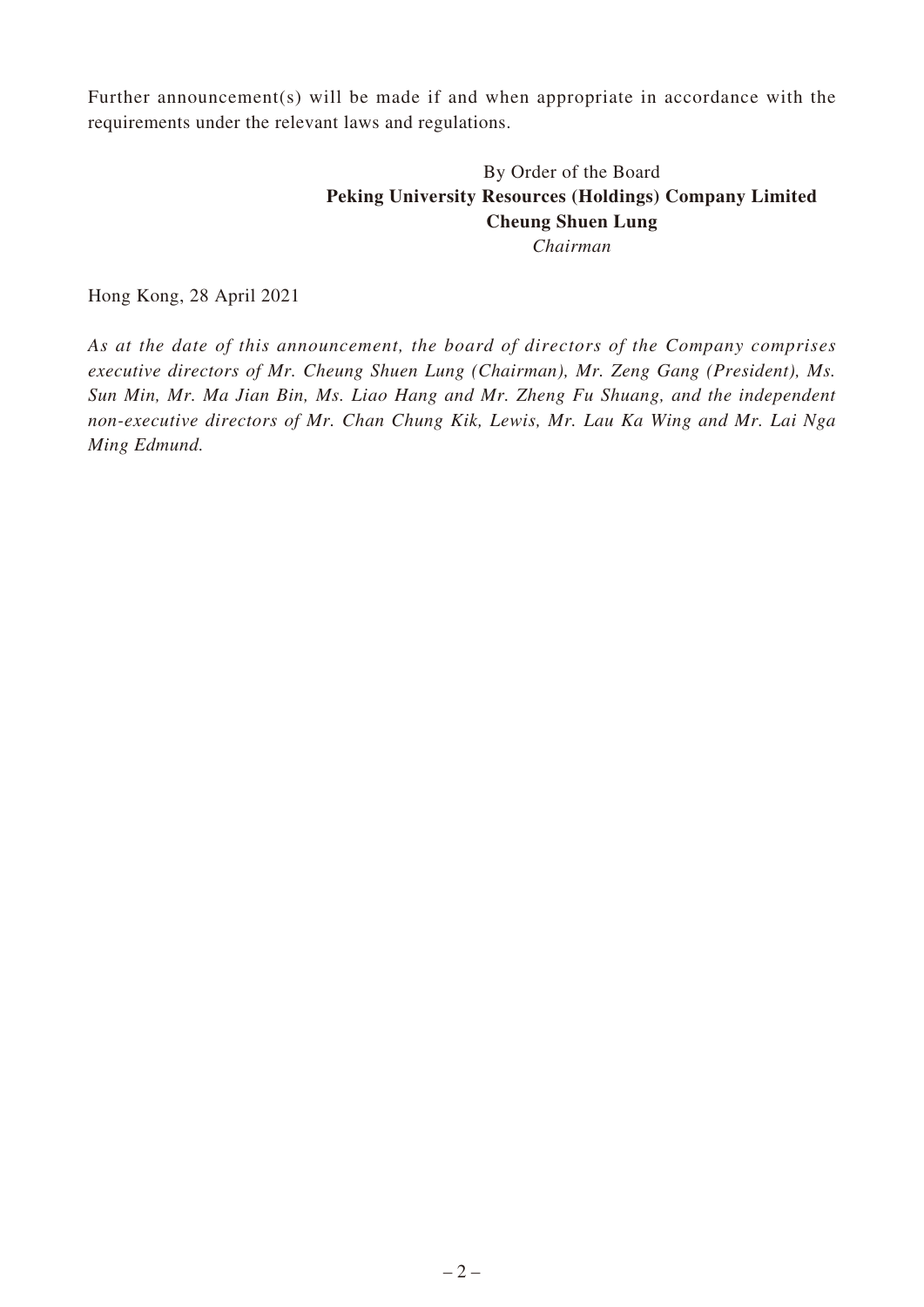Further announcement(s) will be made if and when appropriate in accordance with the requirements under the relevant laws and regulations.

By Order of the Board
**Peking University Resources (Holdings) Company Limited**
**Cheung Shuen Lung**
*Chairman*

Hong Kong, 28 April 2021

*As at the date of this announcement, the board of directors of the Company comprises executive directors of Mr. Cheung Shuen Lung (Chairman), Mr. Zeng Gang (President), Ms. Sun Min, Mr. Ma Jian Bin, Ms. Liao Hang and Mr. Zheng Fu Shuang, and the independent non-executive directors of Mr. Chan Chung Kik, Lewis, Mr. Lau Ka Wing and Mr. Lai Nga Ming Edmund.*